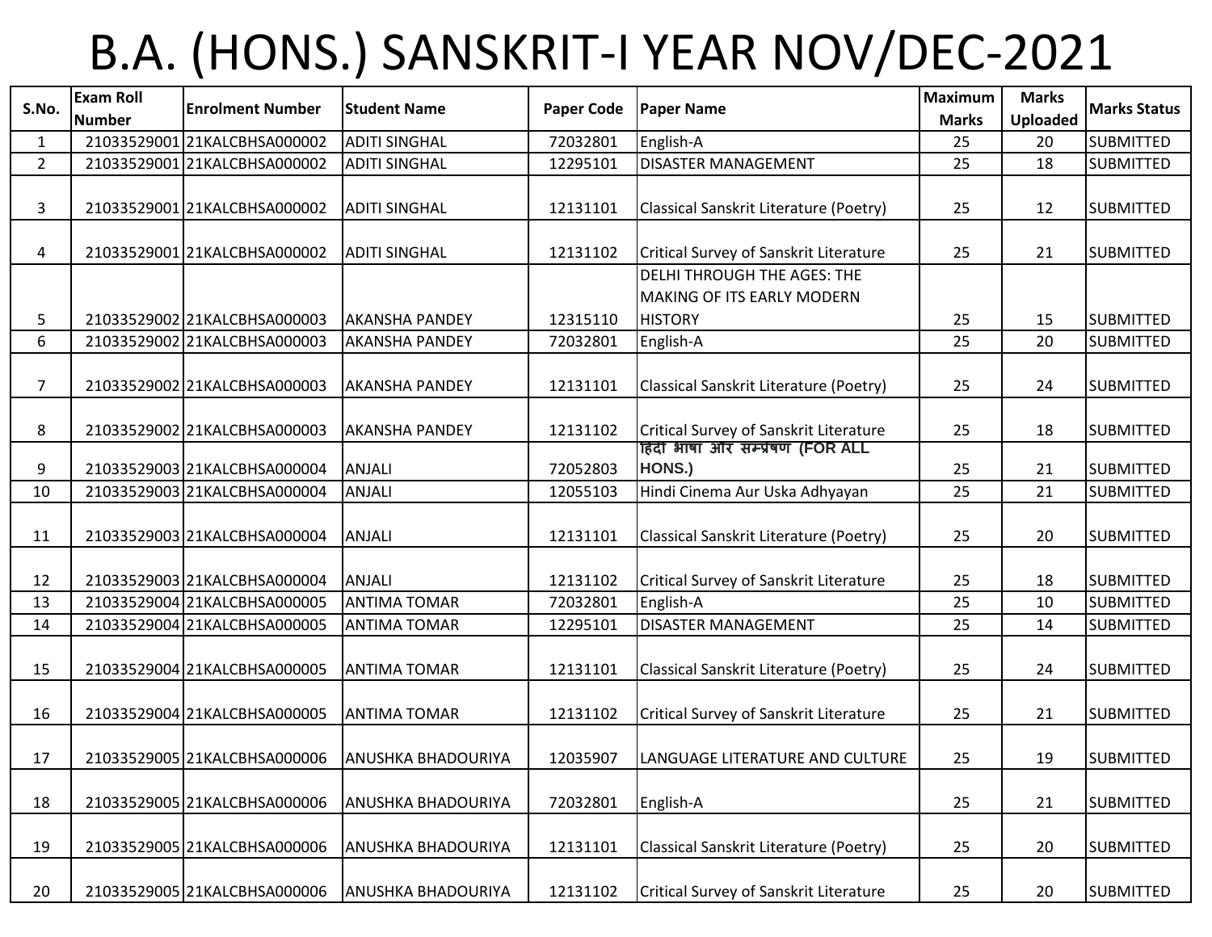# B.A. (HONS.) SANSKRIT-I YEAR NOV/DEC-2021

| S.No. | Exam Roll Number | Enrolment Number | Student Name | Paper Code | Paper Name | Maximum Marks | Marks Uploaded | Marks Status |
|---|---|---|---|---|---|---|---|---|
| 1 | 21033529001 | 21KALCBHSA000002 | ADITI SINGHAL | 72032801 | English-A | 25 | 20 | SUBMITTED |
| 2 | 21033529001 | 21KALCBHSA000002 | ADITI SINGHAL | 12295101 | DISASTER MANAGEMENT | 25 | 18 | SUBMITTED |
| 3 | 21033529001 | 21KALCBHSA000002 | ADITI SINGHAL | 12131101 | Classical Sanskrit Literature (Poetry) | 25 | 12 | SUBMITTED |
| 4 | 21033529001 | 21KALCBHSA000002 | ADITI SINGHAL | 12131102 | Critical Survey of Sanskrit Literature | 25 | 21 | SUBMITTED |
| 5 | 21033529002 | 21KALCBHSA000003 | AKANSHA PANDEY | 12315110 | DELHI THROUGH THE AGES: THE MAKING OF ITS EARLY MODERN HISTORY | 25 | 15 | SUBMITTED |
| 6 | 21033529002 | 21KALCBHSA000003 | AKANSHA PANDEY | 72032801 | English-A | 25 | 20 | SUBMITTED |
| 7 | 21033529002 | 21KALCBHSA000003 | AKANSHA PANDEY | 12131101 | Classical Sanskrit Literature (Poetry) | 25 | 24 | SUBMITTED |
| 8 | 21033529002 | 21KALCBHSA000003 | AKANSHA PANDEY | 12131102 | Critical Survey of Sanskrit Literature | 25 | 18 | SUBMITTED |
| 9 | 21033529003 | 21KALCBHSA000004 | ANJALI | 72052803 | हिंदी भाषा और सम्प्रेषण (FOR ALL HONS.) | 25 | 21 | SUBMITTED |
| 10 | 21033529003 | 21KALCBHSA000004 | ANJALI | 12055103 | Hindi Cinema Aur Uska Adhyayan | 25 | 21 | SUBMITTED |
| 11 | 21033529003 | 21KALCBHSA000004 | ANJALI | 12131101 | Classical Sanskrit Literature (Poetry) | 25 | 20 | SUBMITTED |
| 12 | 21033529003 | 21KALCBHSA000004 | ANJALI | 12131102 | Critical Survey of Sanskrit Literature | 25 | 18 | SUBMITTED |
| 13 | 21033529004 | 21KALCBHSA000005 | ANTIMA TOMAR | 72032801 | English-A | 25 | 10 | SUBMITTED |
| 14 | 21033529004 | 21KALCBHSA000005 | ANTIMA TOMAR | 12295101 | DISASTER MANAGEMENT | 25 | 14 | SUBMITTED |
| 15 | 21033529004 | 21KALCBHSA000005 | ANTIMA TOMAR | 12131101 | Classical Sanskrit Literature (Poetry) | 25 | 24 | SUBMITTED |
| 16 | 21033529004 | 21KALCBHSA000005 | ANTIMA TOMAR | 12131102 | Critical Survey of Sanskrit Literature | 25 | 21 | SUBMITTED |
| 17 | 21033529005 | 21KALCBHSA000006 | ANUSHKA BHADOURIYA | 12035907 | LANGUAGE LITERATURE AND CULTURE | 25 | 19 | SUBMITTED |
| 18 | 21033529005 | 21KALCBHSA000006 | ANUSHKA BHADOURIYA | 72032801 | English-A | 25 | 21 | SUBMITTED |
| 19 | 21033529005 | 21KALCBHSA000006 | ANUSHKA BHADOURIYA | 12131101 | Classical Sanskrit Literature (Poetry) | 25 | 20 | SUBMITTED |
| 20 | 21033529005 | 21KALCBHSA000006 | ANUSHKA BHADOURIYA | 12131102 | Critical Survey of Sanskrit Literature | 25 | 20 | SUBMITTED |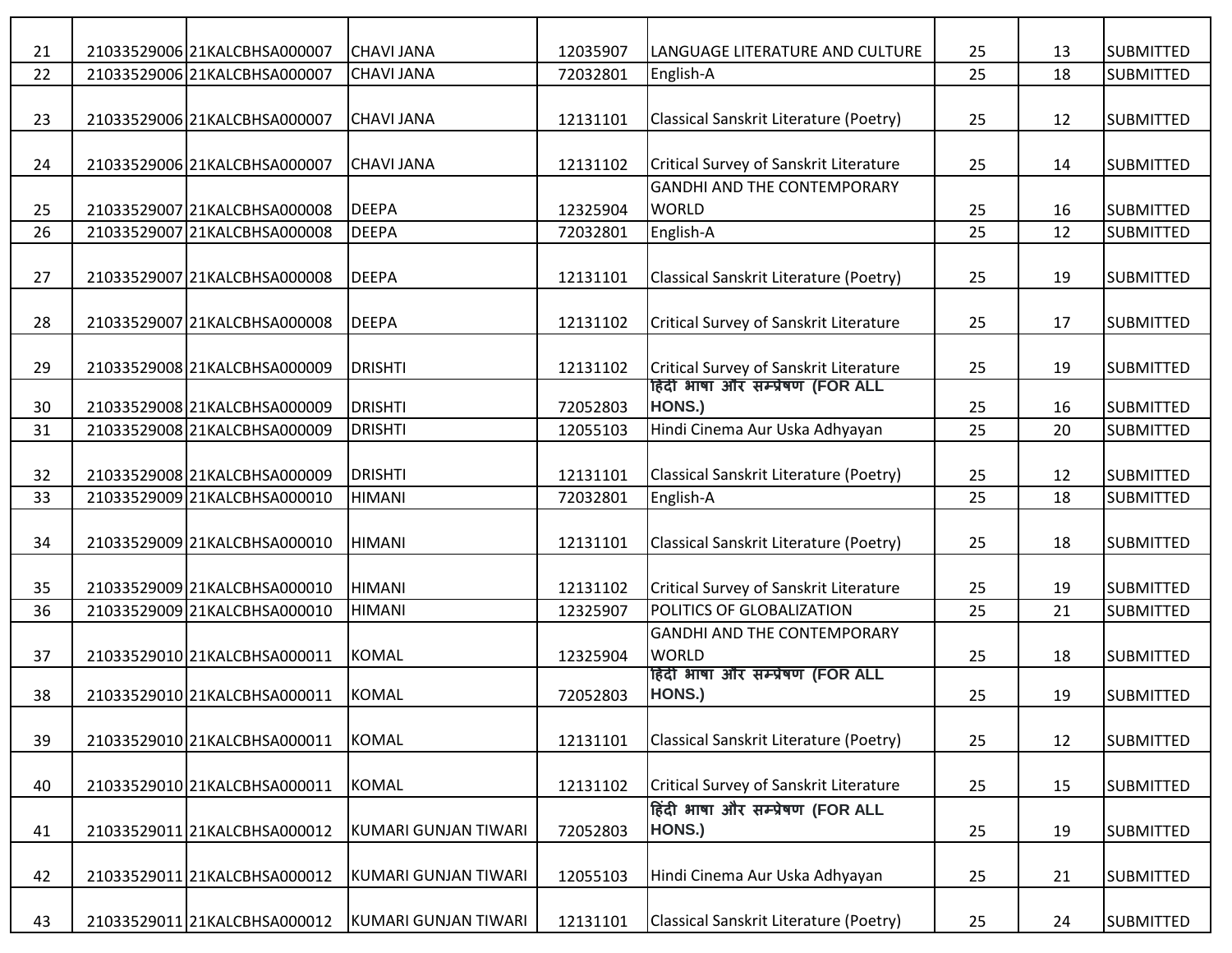| | | | | | | | | |
|---|---|---|---|---|---|---|---|---|
| 21 | 21033529006 | 21KALCBHSA000007 | CHAVI JANA | 12035907 | LANGUAGE LITERATURE AND CULTURE | 25 | 13 | SUBMITTED |
| 22 | 21033529006 | 21KALCBHSA000007 | CHAVI JANA | 72032801 | English-A | 25 | 18 | SUBMITTED |
| 23 | 21033529006 | 21KALCBHSA000007 | CHAVI JANA | 12131101 | Classical Sanskrit Literature (Poetry) | 25 | 12 | SUBMITTED |
| 24 | 21033529006 | 21KALCBHSA000007 | CHAVI JANA | 12131102 | Critical Survey of Sanskrit Literature | 25 | 14 | SUBMITTED |
| 25 | 21033529007 | 21KALCBHSA000008 | DEEPA | 12325904 | GANDHI AND THE CONTEMPORARY WORLD | 25 | 16 | SUBMITTED |
| 26 | 21033529007 | 21KALCBHSA000008 | DEEPA | 72032801 | English-A | 25 | 12 | SUBMITTED |
| 27 | 21033529007 | 21KALCBHSA000008 | DEEPA | 12131101 | Classical Sanskrit Literature (Poetry) | 25 | 19 | SUBMITTED |
| 28 | 21033529007 | 21KALCBHSA000008 | DEEPA | 12131102 | Critical Survey of Sanskrit Literature | 25 | 17 | SUBMITTED |
| 29 | 21033529008 | 21KALCBHSA000009 | DRISHTI | 12131102 | Critical Survey of Sanskrit Literature | 25 | 19 | SUBMITTED |
| 30 | 21033529008 | 21KALCBHSA000009 | DRISHTI | 72052803 | हिंदी भाषा और सम्प्रेषण (FOR ALL HONS.) | 25 | 16 | SUBMITTED |
| 31 | 21033529008 | 21KALCBHSA000009 | DRISHTI | 12055103 | Hindi Cinema Aur Uska Adhyayan | 25 | 20 | SUBMITTED |
| 32 | 21033529008 | 21KALCBHSA000009 | DRISHTI | 12131101 | Classical Sanskrit Literature (Poetry) | 25 | 12 | SUBMITTED |
| 33 | 21033529009 | 21KALCBHSA000010 | HIMANI | 72032801 | English-A | 25 | 18 | SUBMITTED |
| 34 | 21033529009 | 21KALCBHSA000010 | HIMANI | 12131101 | Classical Sanskrit Literature (Poetry) | 25 | 18 | SUBMITTED |
| 35 | 21033529009 | 21KALCBHSA000010 | HIMANI | 12131102 | Critical Survey of Sanskrit Literature | 25 | 19 | SUBMITTED |
| 36 | 21033529009 | 21KALCBHSA000010 | HIMANI | 12325907 | POLITICS OF GLOBALIZATION | 25 | 21 | SUBMITTED |
| 37 | 21033529010 | 21KALCBHSA000011 | KOMAL | 12325904 | GANDHI AND THE CONTEMPORARY WORLD | 25 | 18 | SUBMITTED |
| 38 | 21033529010 | 21KALCBHSA000011 | KOMAL | 72052803 | हिंदी भाषा और सम्प्रेषण (FOR ALL HONS.) | 25 | 19 | SUBMITTED |
| 39 | 21033529010 | 21KALCBHSA000011 | KOMAL | 12131101 | Classical Sanskrit Literature (Poetry) | 25 | 12 | SUBMITTED |
| 40 | 21033529010 | 21KALCBHSA000011 | KOMAL | 12131102 | Critical Survey of Sanskrit Literature | 25 | 15 | SUBMITTED |
| 41 | 21033529011 | 21KALCBHSA000012 | KUMARI GUNJAN TIWARI | 72052803 | हिंदी भाषा और सम्प्रेषण (FOR ALL HONS.) | 25 | 19 | SUBMITTED |
| 42 | 21033529011 | 21KALCBHSA000012 | KUMARI GUNJAN TIWARI | 12055103 | Hindi Cinema Aur Uska Adhyayan | 25 | 21 | SUBMITTED |
| 43 | 21033529011 | 21KALCBHSA000012 | KUMARI GUNJAN TIWARI | 12131101 | Classical Sanskrit Literature (Poetry) | 25 | 24 | SUBMITTED |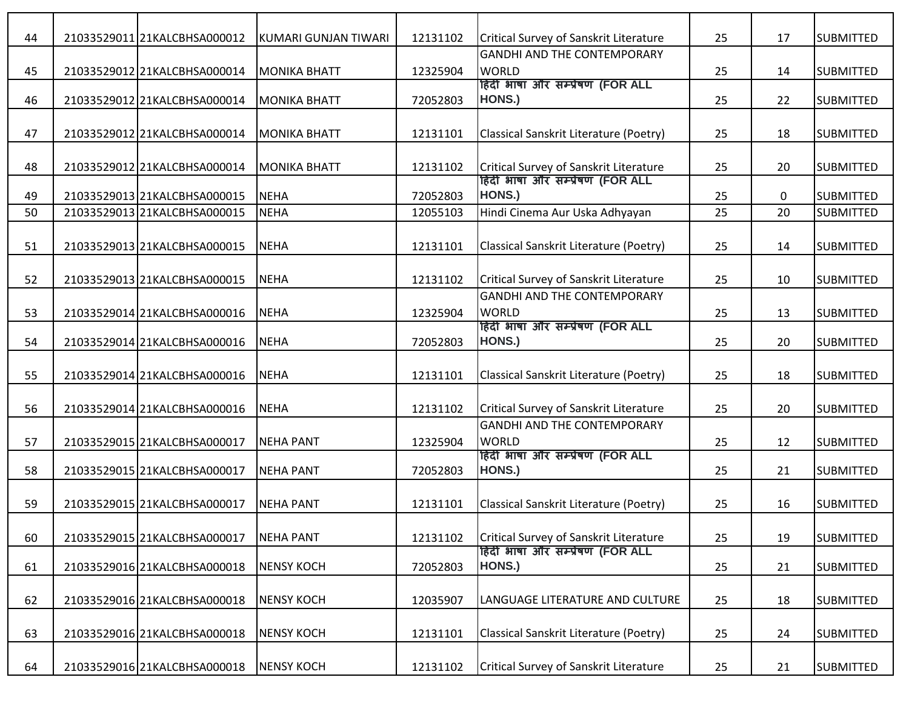| 44 | 21033529011 | 21KALCBHSA000012 | KUMARI GUNJAN TIWARI | 12131102 | Critical Survey of Sanskrit Literature | 25 | 17 | SUBMITTED |
|---|---|---|---|---|---|---|---|---|
| 45 | 21033529012 | 21KALCBHSA000014 | MONIKA BHATT | 12325904 | GANDHI AND THE CONTEMPORARY WORLD | 25 | 14 | SUBMITTED |
| 46 | 21033529012 | 21KALCBHSA000014 | MONIKA BHATT | 72052803 | हिंदी भाषा और सम्प्रेषण (FOR ALL HONS.) | 25 | 22 | SUBMITTED |
| 47 | 21033529012 | 21KALCBHSA000014 | MONIKA BHATT | 12131101 | Classical Sanskrit Literature (Poetry) | 25 | 18 | SUBMITTED |
| 48 | 21033529012 | 21KALCBHSA000014 | MONIKA BHATT | 12131102 | Critical Survey of Sanskrit Literature | 25 | 20 | SUBMITTED |
| 49 | 21033529013 | 21KALCBHSA000015 | NEHA | 72052803 | हिंदी भाषा और सम्प्रेषण (FOR ALL HONS.) | 25 | 0 | SUBMITTED |
| 50 | 21033529013 | 21KALCBHSA000015 | NEHA | 12055103 | Hindi Cinema Aur Uska Adhyayan | 25 | 20 | SUBMITTED |
| 51 | 21033529013 | 21KALCBHSA000015 | NEHA | 12131101 | Classical Sanskrit Literature (Poetry) | 25 | 14 | SUBMITTED |
| 52 | 21033529013 | 21KALCBHSA000015 | NEHA | 12131102 | Critical Survey of Sanskrit Literature | 25 | 10 | SUBMITTED |
| 53 | 21033529014 | 21KALCBHSA000016 | NEHA | 12325904 | GANDHI AND THE CONTEMPORARY WORLD | 25 | 13 | SUBMITTED |
| 54 | 21033529014 | 21KALCBHSA000016 | NEHA | 72052803 | हिंदी भाषा और सम्प्रेषण (FOR ALL HONS.) | 25 | 20 | SUBMITTED |
| 55 | 21033529014 | 21KALCBHSA000016 | NEHA | 12131101 | Classical Sanskrit Literature (Poetry) | 25 | 18 | SUBMITTED |
| 56 | 21033529014 | 21KALCBHSA000016 | NEHA | 12131102 | Critical Survey of Sanskrit Literature | 25 | 20 | SUBMITTED |
| 57 | 21033529015 | 21KALCBHSA000017 | NEHA PANT | 12325904 | GANDHI AND THE CONTEMPORARY WORLD | 25 | 12 | SUBMITTED |
| 58 | 21033529015 | 21KALCBHSA000017 | NEHA PANT | 72052803 | हिंदी भाषा और सम्प्रेषण (FOR ALL HONS.) | 25 | 21 | SUBMITTED |
| 59 | 21033529015 | 21KALCBHSA000017 | NEHA PANT | 12131101 | Classical Sanskrit Literature (Poetry) | 25 | 16 | SUBMITTED |
| 60 | 21033529015 | 21KALCBHSA000017 | NEHA PANT | 12131102 | Critical Survey of Sanskrit Literature | 25 | 19 | SUBMITTED |
| 61 | 21033529016 | 21KALCBHSA000018 | NENSY KOCH | 72052803 | हिंदी भाषा और सम्प्रेषण (FOR ALL HONS.) | 25 | 21 | SUBMITTED |
| 62 | 21033529016 | 21KALCBHSA000018 | NENSY KOCH | 12035907 | LANGUAGE LITERATURE AND CULTURE | 25 | 18 | SUBMITTED |
| 63 | 21033529016 | 21KALCBHSA000018 | NENSY KOCH | 12131101 | Classical Sanskrit Literature (Poetry) | 25 | 24 | SUBMITTED |
| 64 | 21033529016 | 21KALCBHSA000018 | NENSY KOCH | 12131102 | Critical Survey of Sanskrit Literature | 25 | 21 | SUBMITTED |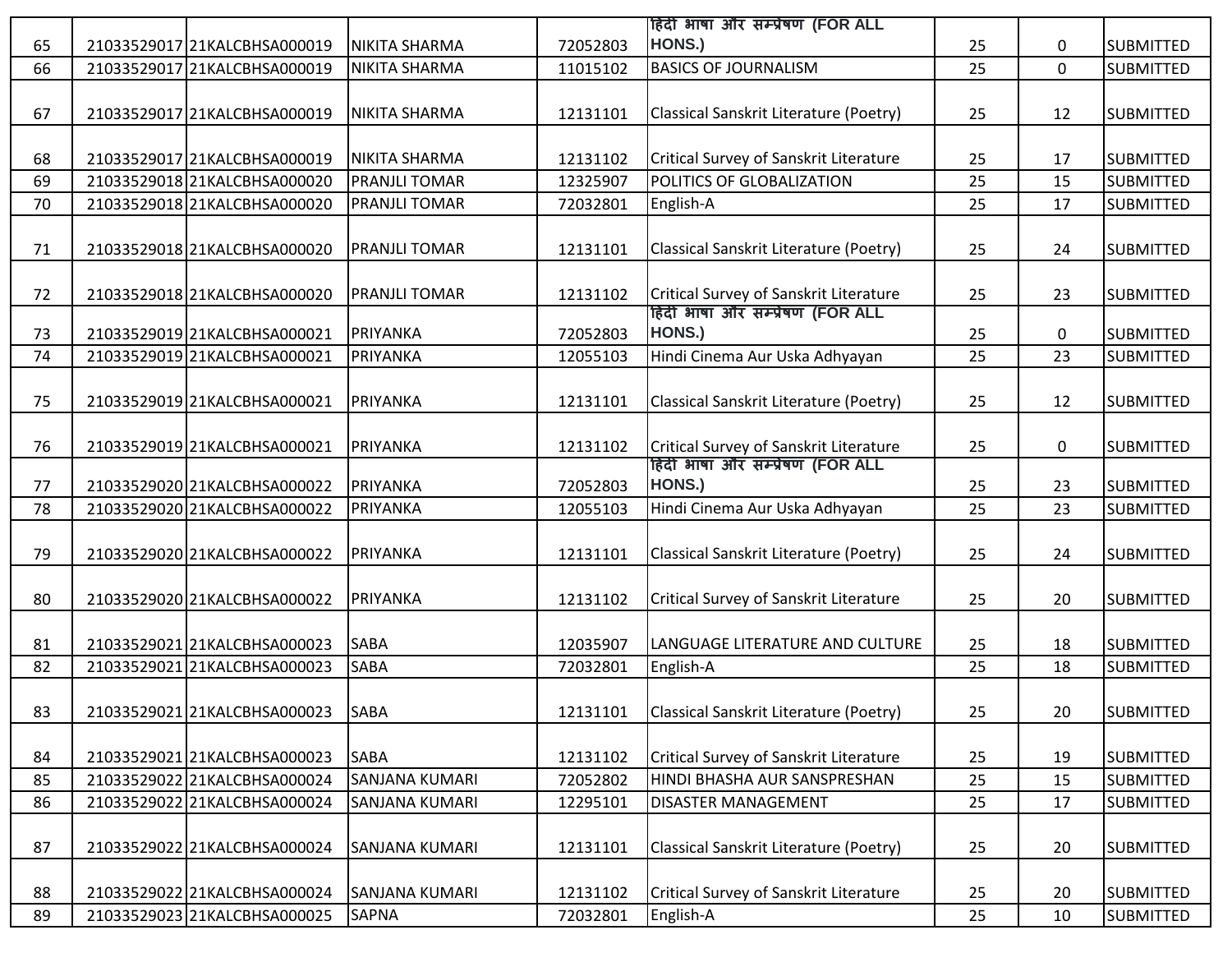| 65 | 21033529017 | 21KALCBHSA000019 | NIKITA SHARMA | 72052803 | हिंदी भाषा और सम्प्रेषण (FOR ALL HONS.) | 25 | 0 | SUBMITTED |
|---|---|---|---|---|---|---|---|---|
| 66 | 21033529017 | 21KALCBHSA000019 | NIKITA SHARMA | 11015102 | BASICS OF JOURNALISM | 25 | 0 | SUBMITTED |
| 67 | 21033529017 | 21KALCBHSA000019 | NIKITA SHARMA | 12131101 | Classical Sanskrit Literature (Poetry) | 25 | 12 | SUBMITTED |
| 68 | 21033529017 | 21KALCBHSA000019 | NIKITA SHARMA | 12131102 | Critical Survey of Sanskrit Literature | 25 | 17 | SUBMITTED |
| 69 | 21033529018 | 21KALCBHSA000020 | PRANJLI TOMAR | 12325907 | POLITICS OF GLOBALIZATION | 25 | 15 | SUBMITTED |
| 70 | 21033529018 | 21KALCBHSA000020 | PRANJLI TOMAR | 72032801 | English-A | 25 | 17 | SUBMITTED |
| 71 | 21033529018 | 21KALCBHSA000020 | PRANJLI TOMAR | 12131101 | Classical Sanskrit Literature (Poetry) | 25 | 24 | SUBMITTED |
| 72 | 21033529018 | 21KALCBHSA000020 | PRANJLI TOMAR | 12131102 | Critical Survey of Sanskrit Literature | 25 | 23 | SUBMITTED |
| 73 | 21033529019 | 21KALCBHSA000021 | PRIYANKA | 72052803 | हिंदी भाषा और सम्प्रेषण (FOR ALL HONS.) | 25 | 0 | SUBMITTED |
| 74 | 21033529019 | 21KALCBHSA000021 | PRIYANKA | 12055103 | Hindi Cinema Aur Uska Adhyayan | 25 | 23 | SUBMITTED |
| 75 | 21033529019 | 21KALCBHSA000021 | PRIYANKA | 12131101 | Classical Sanskrit Literature (Poetry) | 25 | 12 | SUBMITTED |
| 76 | 21033529019 | 21KALCBHSA000021 | PRIYANKA | 12131102 | Critical Survey of Sanskrit Literature | 25 | 0 | SUBMITTED |
| 77 | 21033529020 | 21KALCBHSA000022 | PRIYANKA | 72052803 | हिंदी भाषा और सम्प्रेषण (FOR ALL HONS.) | 25 | 23 | SUBMITTED |
| 78 | 21033529020 | 21KALCBHSA000022 | PRIYANKA | 12055103 | Hindi Cinema Aur Uska Adhyayan | 25 | 23 | SUBMITTED |
| 79 | 21033529020 | 21KALCBHSA000022 | PRIYANKA | 12131101 | Classical Sanskrit Literature (Poetry) | 25 | 24 | SUBMITTED |
| 80 | 21033529020 | 21KALCBHSA000022 | PRIYANKA | 12131102 | Critical Survey of Sanskrit Literature | 25 | 20 | SUBMITTED |
| 81 | 21033529021 | 21KALCBHSA000023 | SABA | 12035907 | LANGUAGE LITERATURE AND CULTURE | 25 | 18 | SUBMITTED |
| 82 | 21033529021 | 21KALCBHSA000023 | SABA | 72032801 | English-A | 25 | 18 | SUBMITTED |
| 83 | 21033529021 | 21KALCBHSA000023 | SABA | 12131101 | Classical Sanskrit Literature (Poetry) | 25 | 20 | SUBMITTED |
| 84 | 21033529021 | 21KALCBHSA000023 | SABA | 12131102 | Critical Survey of Sanskrit Literature | 25 | 19 | SUBMITTED |
| 85 | 21033529022 | 21KALCBHSA000024 | SANJANA KUMARI | 72052802 | HINDI BHASHA AUR SANSPRESHAN | 25 | 15 | SUBMITTED |
| 86 | 21033529022 | 21KALCBHSA000024 | SANJANA KUMARI | 12295101 | DISASTER MANAGEMENT | 25 | 17 | SUBMITTED |
| 87 | 21033529022 | 21KALCBHSA000024 | SANJANA KUMARI | 12131101 | Classical Sanskrit Literature (Poetry) | 25 | 20 | SUBMITTED |
| 88 | 21033529022 | 21KALCBHSA000024 | SANJANA KUMARI | 12131102 | Critical Survey of Sanskrit Literature | 25 | 20 | SUBMITTED |
| 89 | 21033529023 | 21KALCBHSA000025 | SAPNA | 72032801 | English-A | 25 | 10 | SUBMITTED |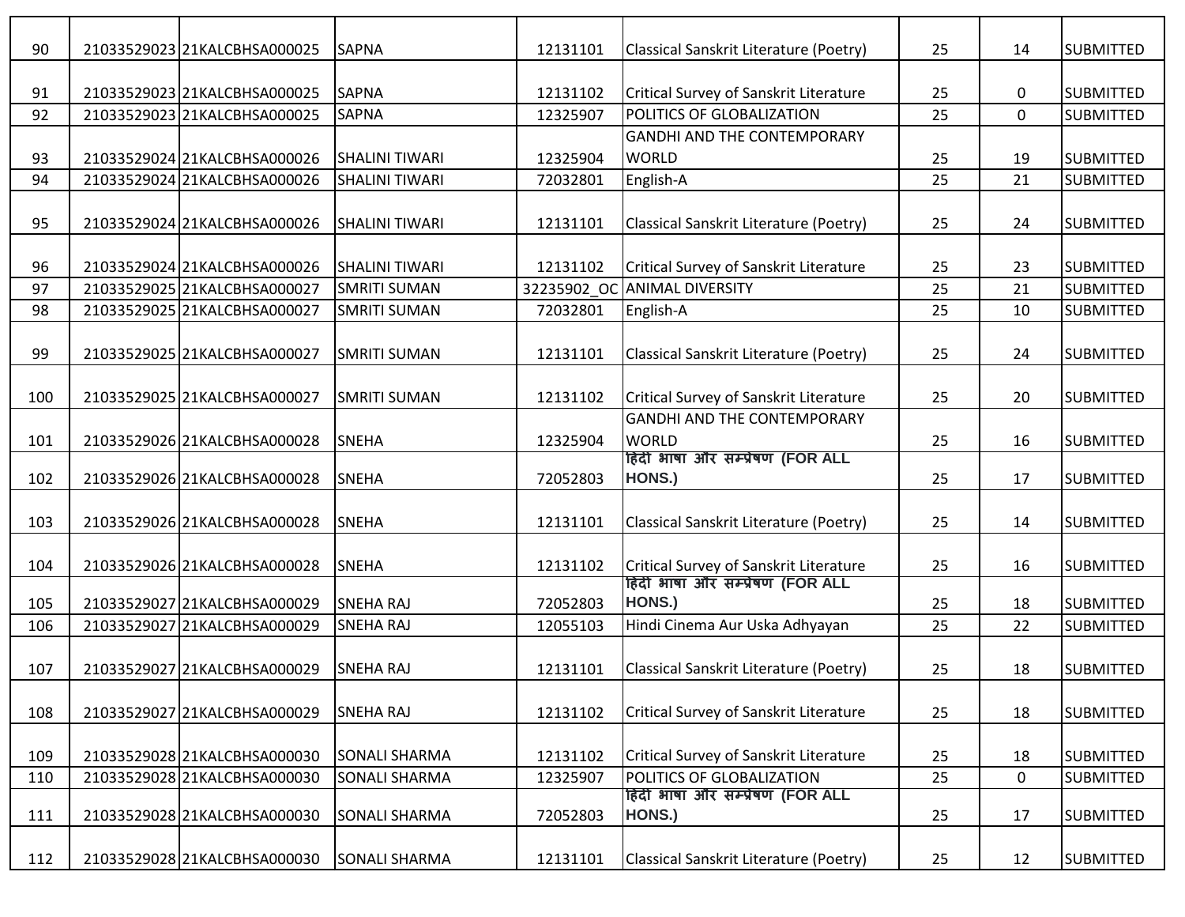| | | | | | | | | |
|---|---|---|---|---|---|---|---|---|
| 90 | 21033529023 | 21KALCBHSA000025 | SAPNA | 12131101 | Classical Sanskrit Literature (Poetry) | 25 | 14 | SUBMITTED |
| 91 | 21033529023 | 21KALCBHSA000025 | SAPNA | 12131102 | Critical Survey of Sanskrit Literature | 25 | 0 | SUBMITTED |
| 92 | 21033529023 | 21KALCBHSA000025 | SAPNA | 12325907 | POLITICS OF GLOBALIZATION | 25 | 0 | SUBMITTED |
| 93 | 21033529024 | 21KALCBHSA000026 | SHALINI TIWARI | 12325904 | GANDHI AND THE CONTEMPORARY WORLD | 25 | 19 | SUBMITTED |
| 94 | 21033529024 | 21KALCBHSA000026 | SHALINI TIWARI | 72032801 | English-A | 25 | 21 | SUBMITTED |
| 95 | 21033529024 | 21KALCBHSA000026 | SHALINI TIWARI | 12131101 | Classical Sanskrit Literature (Poetry) | 25 | 24 | SUBMITTED |
| 96 | 21033529024 | 21KALCBHSA000026 | SHALINI TIWARI | 12131102 | Critical Survey of Sanskrit Literature | 25 | 23 | SUBMITTED |
| 97 | 21033529025 | 21KALCBHSA000027 | SMRITI SUMAN | 32235902_OC | ANIMAL DIVERSITY | 25 | 21 | SUBMITTED |
| 98 | 21033529025 | 21KALCBHSA000027 | SMRITI SUMAN | 72032801 | English-A | 25 | 10 | SUBMITTED |
| 99 | 21033529025 | 21KALCBHSA000027 | SMRITI SUMAN | 12131101 | Classical Sanskrit Literature (Poetry) | 25 | 24 | SUBMITTED |
| 100 | 21033529025 | 21KALCBHSA000027 | SMRITI SUMAN | 12131102 | Critical Survey of Sanskrit Literature | 25 | 20 | SUBMITTED |
| 101 | 21033529026 | 21KALCBHSA000028 | SNEHA | 12325904 | GANDHI AND THE CONTEMPORARY WORLD | 25 | 16 | SUBMITTED |
| 102 | 21033529026 | 21KALCBHSA000028 | SNEHA | 72052803 | हिंदी भाषा और सम्प्रेषण (FOR ALL HONS.) | 25 | 17 | SUBMITTED |
| 103 | 21033529026 | 21KALCBHSA000028 | SNEHA | 12131101 | Classical Sanskrit Literature (Poetry) | 25 | 14 | SUBMITTED |
| 104 | 21033529026 | 21KALCBHSA000028 | SNEHA | 12131102 | Critical Survey of Sanskrit Literature | 25 | 16 | SUBMITTED |
| 105 | 21033529027 | 21KALCBHSA000029 | SNEHA RAJ | 72052803 | हिंदी भाषा और सम्प्रेषण (FOR ALL HONS.) | 25 | 18 | SUBMITTED |
| 106 | 21033529027 | 21KALCBHSA000029 | SNEHA RAJ | 12055103 | Hindi Cinema Aur Uska Adhyayan | 25 | 22 | SUBMITTED |
| 107 | 21033529027 | 21KALCBHSA000029 | SNEHA RAJ | 12131101 | Classical Sanskrit Literature (Poetry) | 25 | 18 | SUBMITTED |
| 108 | 21033529027 | 21KALCBHSA000029 | SNEHA RAJ | 12131102 | Critical Survey of Sanskrit Literature | 25 | 18 | SUBMITTED |
| 109 | 21033529028 | 21KALCBHSA000030 | SONALI SHARMA | 12131102 | Critical Survey of Sanskrit Literature | 25 | 18 | SUBMITTED |
| 110 | 21033529028 | 21KALCBHSA000030 | SONALI SHARMA | 12325907 | POLITICS OF GLOBALIZATION | 25 | 0 | SUBMITTED |
| 111 | 21033529028 | 21KALCBHSA000030 | SONALI SHARMA | 72052803 | हिंदी भाषा और सम्प्रेषण (FOR ALL HONS.) | 25 | 17 | SUBMITTED |
| 112 | 21033529028 | 21KALCBHSA000030 | SONALI SHARMA | 12131101 | Classical Sanskrit Literature (Poetry) | 25 | 12 | SUBMITTED |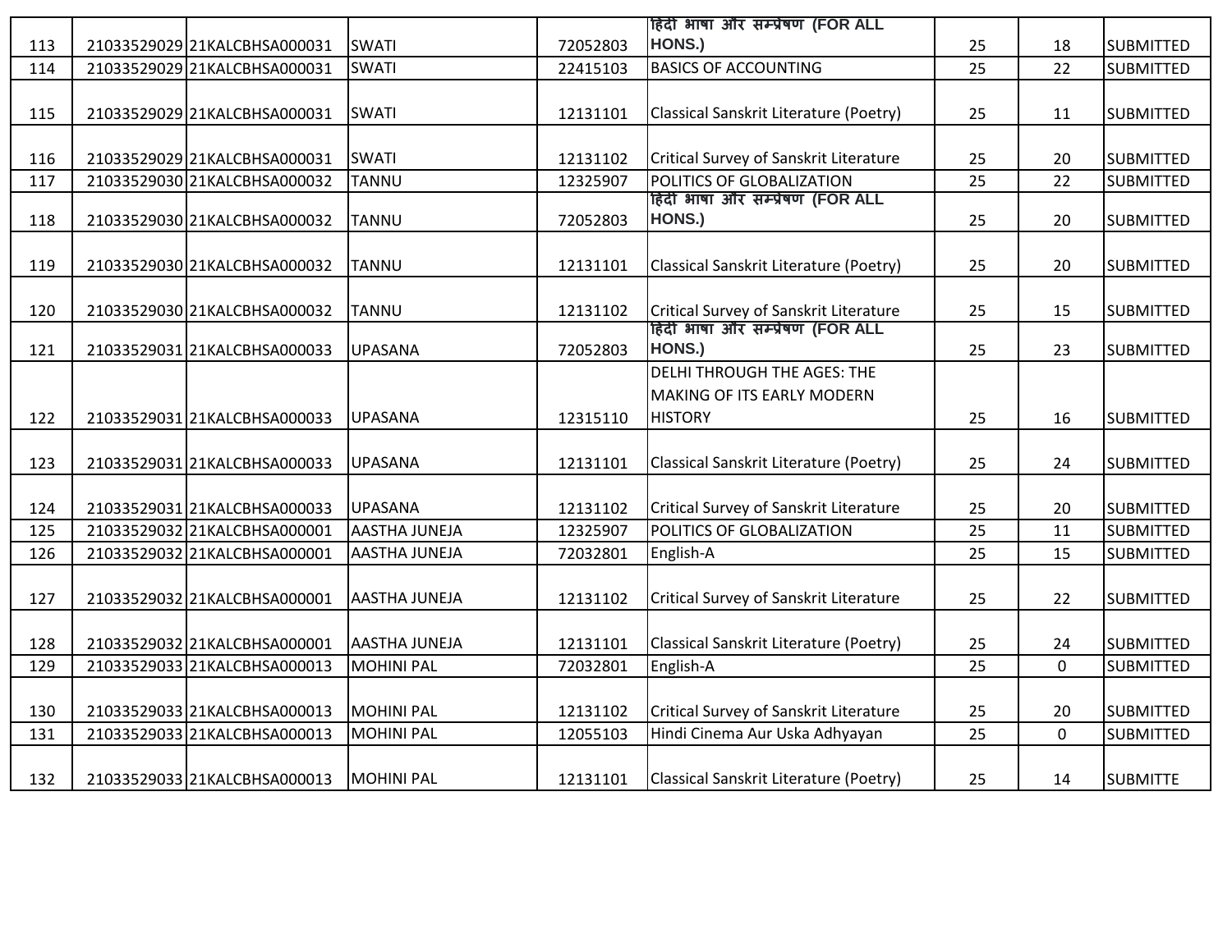| | | | | | | | | |
|---|---|---|---|---|---|---|---|---|
| 113 | 21033529029 | 21KALCBHSA000031 | SWATI | 72052803 | हिंदी भाषा और सम्प्रेषण (FOR ALL HONS.) | 25 | 18 | SUBMITTED |
| 114 | 21033529029 | 21KALCBHSA000031 | SWATI | 22415103 | BASICS OF ACCOUNTING | 25 | 22 | SUBMITTED |
| 115 | 21033529029 | 21KALCBHSA000031 | SWATI | 12131101 | Classical Sanskrit Literature (Poetry) | 25 | 11 | SUBMITTED |
| 116 | 21033529029 | 21KALCBHSA000031 | SWATI | 12131102 | Critical Survey of Sanskrit Literature | 25 | 20 | SUBMITTED |
| 117 | 21033529030 | 21KALCBHSA000032 | TANNU | 12325907 | POLITICS OF GLOBALIZATION | 25 | 22 | SUBMITTED |
| 118 | 21033529030 | 21KALCBHSA000032 | TANNU | 72052803 | हिंदी भाषा और सम्प्रेषण (FOR ALL HONS.) | 25 | 20 | SUBMITTED |
| 119 | 21033529030 | 21KALCBHSA000032 | TANNU | 12131101 | Classical Sanskrit Literature (Poetry) | 25 | 20 | SUBMITTED |
| 120 | 21033529030 | 21KALCBHSA000032 | TANNU | 12131102 | Critical Survey of Sanskrit Literature | 25 | 15 | SUBMITTED |
| 121 | 21033529031 | 21KALCBHSA000033 | UPASANA | 72052803 | हिंदी भाषा और सम्प्रेषण (FOR ALL HONS.) | 25 | 23 | SUBMITTED |
| 122 | 21033529031 | 21KALCBHSA000033 | UPASANA | 12315110 | DELHI THROUGH THE AGES: THE MAKING OF ITS EARLY MODERN HISTORY | 25 | 16 | SUBMITTED |
| 123 | 21033529031 | 21KALCBHSA000033 | UPASANA | 12131101 | Classical Sanskrit Literature (Poetry) | 25 | 24 | SUBMITTED |
| 124 | 21033529031 | 21KALCBHSA000033 | UPASANA | 12131102 | Critical Survey of Sanskrit Literature | 25 | 20 | SUBMITTED |
| 125 | 21033529032 | 21KALCBHSA000001 | AASTHA JUNEJA | 12325907 | POLITICS OF GLOBALIZATION | 25 | 11 | SUBMITTED |
| 126 | 21033529032 | 21KALCBHSA000001 | AASTHA JUNEJA | 72032801 | English-A | 25 | 15 | SUBMITTED |
| 127 | 21033529032 | 21KALCBHSA000001 | AASTHA JUNEJA | 12131102 | Critical Survey of Sanskrit Literature | 25 | 22 | SUBMITTED |
| 128 | 21033529032 | 21KALCBHSA000001 | AASTHA JUNEJA | 12131101 | Classical Sanskrit Literature (Poetry) | 25 | 24 | SUBMITTED |
| 129 | 21033529033 | 21KALCBHSA000013 | MOHINI PAL | 72032801 | English-A | 25 | 0 | SUBMITTED |
| 130 | 21033529033 | 21KALCBHSA000013 | MOHINI PAL | 12131102 | Critical Survey of Sanskrit Literature | 25 | 20 | SUBMITTED |
| 131 | 21033529033 | 21KALCBHSA000013 | MOHINI PAL | 12055103 | Hindi Cinema Aur Uska Adhyayan | 25 | 0 | SUBMITTED |
| 132 | 21033529033 | 21KALCBHSA000013 | MOHINI PAL | 12131101 | Classical Sanskrit Literature (Poetry) | 25 | 14 | SUBMITTE |